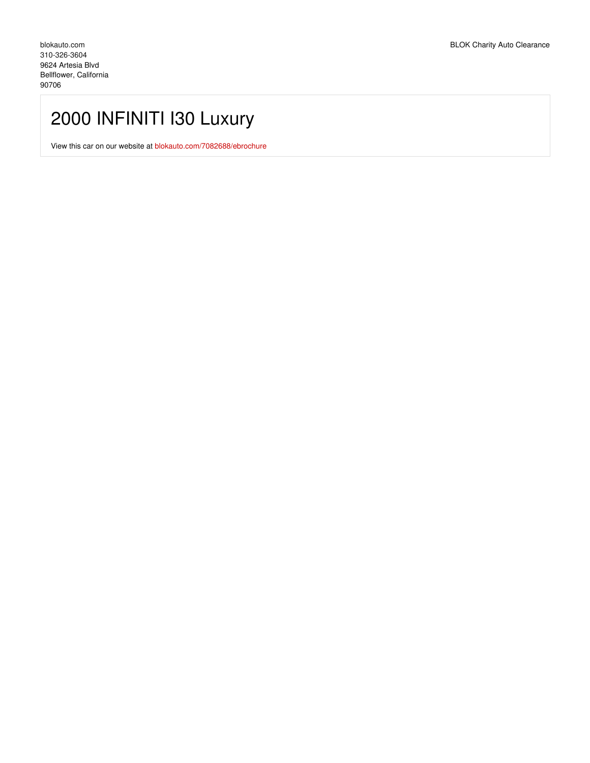blokauto.com
310-326-3604
9624 Artesia Blvd
Bellflower, California
90706

BLOK Charity Auto Clearance

# 2000 INFINITI I30 Luxury

View this car on our website at blokauto.com/7082688/ebrochure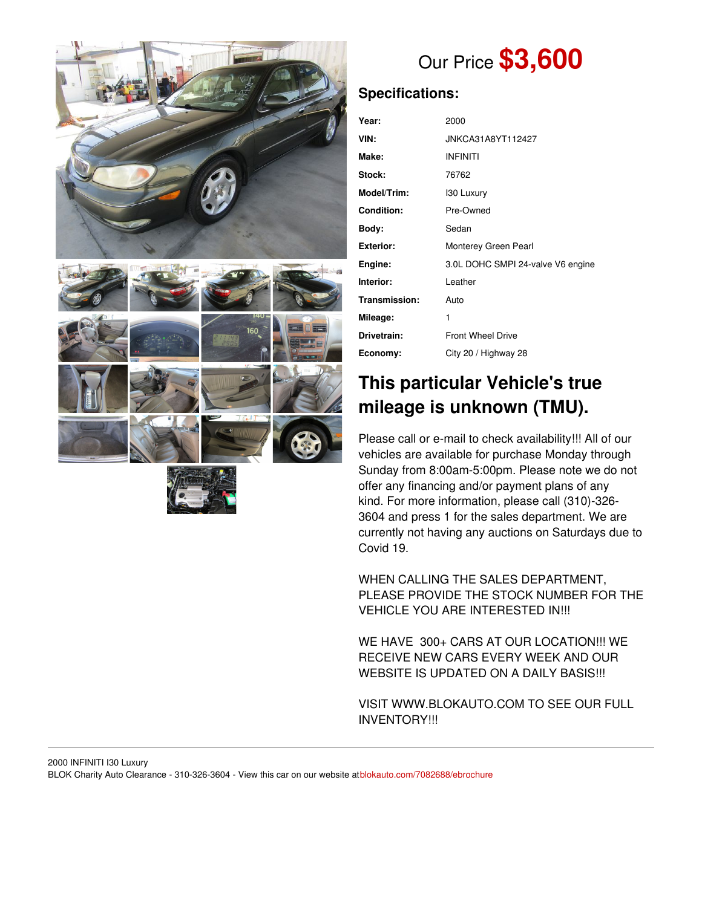Our Price **$3,600**

## Specifications:

| | |
|---|---|
| **Year:** | 2000 |
| **VIN:** | JNKCA31A8YT112427 |
| **Make:** | INFINITI |
| **Stock:** | 76762 |
| **Model/Trim:** | I30 Luxury |
| **Condition:** | Pre-Owned |
| **Body:** | Sedan |
| **Exterior:** | Monterey Green Pearl |
| **Engine:** | 3.0L DOHC SMPI 24-valve V6 engine |
| **Interior:** | Leather |
| **Transmission:** | Auto |
| **Mileage:** | 1 |
| **Drivetrain:** | Front Wheel Drive |
| **Economy:** | City 20 / Highway 28 |

## This particular Vehicle's true mileage is unknown (TMU).

Please call or e-mail to check availability!!! All of our vehicles are available for purchase Monday through Sunday from 8:00am-5:00pm. Please note we do not offer any financing and/or payment plans of any kind. For more information, please call (310)-326-3604 and press 1 for the sales department. We are currently not having any auctions on Saturdays due to Covid 19.

WHEN CALLING THE SALES DEPARTMENT, PLEASE PROVIDE THE STOCK NUMBER FOR THE VEHICLE YOU ARE INTERESTED IN!!!

WE HAVE 300+ CARS AT OUR LOCATION!!! WE RECEIVE NEW CARS EVERY WEEK AND OUR WEBSITE IS UPDATED ON A DAILY BASIS!!!

VISIT WWW.BLOKAUTO.COM TO SEE OUR FULL INVENTORY!!!

2000 INFINITI I30 Luxury
BLOK Charity Auto Clearance - 310-326-3604 - View this car on our website at blokauto.com/7082688/ebrochure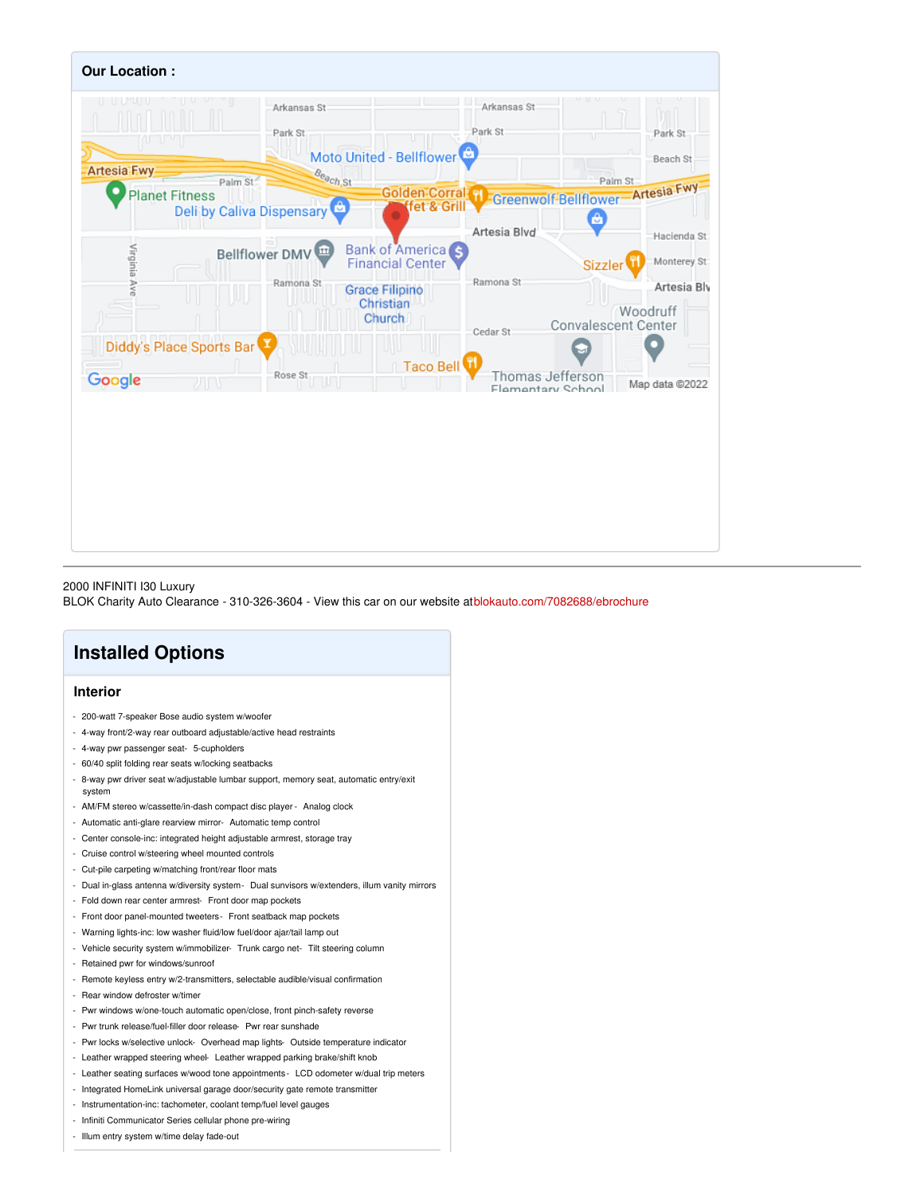## Our Location :

2000 INFINITI I30 Luxury
BLOK Charity Auto Clearance - 310-326-3604 - View this car on our website at blokauto.com/7082688/ebrochure

# Installed Options

### Interior

- 200-watt 7-speaker Bose audio system w/woofer
- 4-way front/2-way rear outboard adjustable/active head restraints
- 4-way pwr passenger seat- 5-cupholders
- 60/40 split folding rear seats w/locking seatbacks
- 8-way pwr driver seat w/adjustable lumbar support, memory seat, automatic entry/exit system
- AM/FM stereo w/cassette/in-dash compact disc player - Analog clock
- Automatic anti-glare rearview mirror- Automatic temp control
- Center console-inc: integrated height adjustable armrest, storage tray
- Cruise control w/steering wheel mounted controls
- Cut-pile carpeting w/matching front/rear floor mats
- Dual in-glass antenna w/diversity system- Dual sunvisors w/extenders, illum vanity mirrors
- Fold down rear center armrest- Front door map pockets
- Front door panel-mounted tweeters- Front seatback map pockets
- Warning lights-inc: low washer fluid/low fuel/door ajar/tail lamp out
- Vehicle security system w/immobilizer- Trunk cargo net- Tilt steering column
- Retained pwr for windows/sunroof
- Remote keyless entry w/2-transmitters, selectable audible/visual confirmation
- Rear window defroster w/timer
- Pwr windows w/one-touch automatic open/close, front pinch-safety reverse
- Pwr trunk release/fuel-filler door release- Pwr rear sunshade
- Pwr locks w/selective unlock- Overhead map lights- Outside temperature indicator
- Leather wrapped steering wheel- Leather wrapped parking brake/shift knob
- Leather seating surfaces w/wood tone appointments - LCD odometer w/dual trip meters
- Integrated HomeLink universal garage door/security gate remote transmitter
- Instrumentation-inc: tachometer, coolant temp/fuel level gauges
- Infiniti Communicator Series cellular phone pre-wiring
- Illum entry system w/time delay fade-out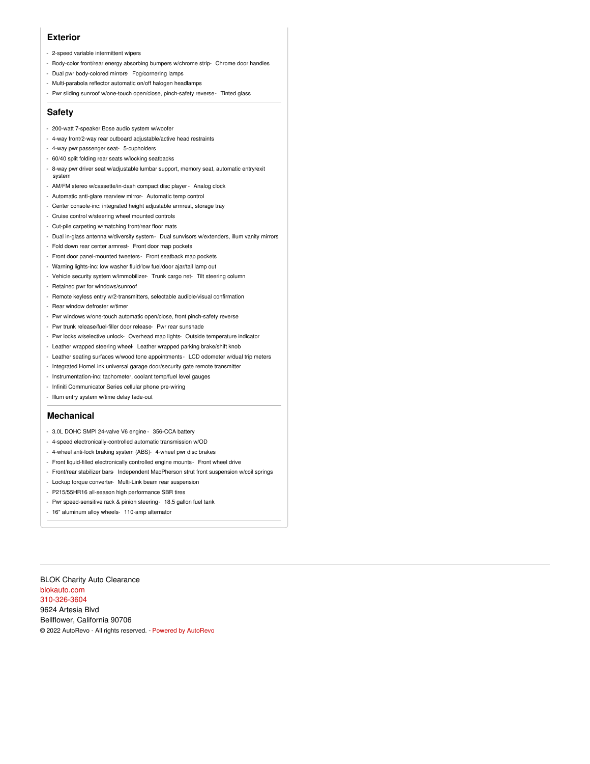## Exterior

- 2-speed variable intermittent wipers
- Body-color front/rear energy absorbing bumpers w/chrome strip- Chrome door handles
- Dual pwr body-colored mirrors- Fog/cornering lamps
- Multi-parabola reflector automatic on/off halogen headlamps
- Pwr sliding sunroof w/one-touch open/close, pinch-safety reverse- Tinted glass

## Safety

- 200-watt 7-speaker Bose audio system w/woofer
- 4-way front/2-way rear outboard adjustable/active head restraints
- 4-way pwr passenger seat- 5-cupholders
- 60/40 split folding rear seats w/locking seatbacks
- 8-way pwr driver seat w/adjustable lumbar support, memory seat, automatic entry/exit system
- AM/FM stereo w/cassette/in-dash compact disc player - Analog clock
- Automatic anti-glare rearview mirror- Automatic temp control
- Center console-inc: integrated height adjustable armrest, storage tray
- Cruise control w/steering wheel mounted controls
- Cut-pile carpeting w/matching front/rear floor mats
- Dual in-glass antenna w/diversity system- Dual sunvisors w/extenders, illum vanity mirrors
- Fold down rear center armrest- Front door map pockets
- Front door panel-mounted tweeters- Front seatback map pockets
- Warning lights-inc: low washer fluid/low fuel/door ajar/tail lamp out
- Vehicle security system w/immobilizer- Trunk cargo net- Tilt steering column
- Retained pwr for windows/sunroof
- Remote keyless entry w/2-transmitters, selectable audible/visual confirmation
- Rear window defroster w/timer
- Pwr windows w/one-touch automatic open/close, front pinch-safety reverse
- Pwr trunk release/fuel-filler door release- Pwr rear sunshade
- Pwr locks w/selective unlock- Overhead map lights- Outside temperature indicator
- Leather wrapped steering wheel- Leather wrapped parking brake/shift knob
- Leather seating surfaces w/wood tone appointments - LCD odometer w/dual trip meters
- Integrated HomeLink universal garage door/security gate remote transmitter
- Instrumentation-inc: tachometer, coolant temp/fuel level gauges
- Infiniti Communicator Series cellular phone pre-wiring
- Illum entry system w/time delay fade-out

## Mechanical

- 3.0L DOHC SMPI 24-valve V6 engine - 356-CCA battery
- 4-speed electronically-controlled automatic transmission w/OD
- 4-wheel anti-lock braking system (ABS)- 4-wheel pwr disc brakes
- Front liquid-filled electronically controlled engine mounts- Front wheel drive
- Front/rear stabilizer bars- Independent MacPherson strut front suspension w/coil springs
- Lockup torque converter- Multi-Link beam rear suspension
- P215/55HR16 all-season high performance SBR tires
- Pwr speed-sensitive rack & pinion steering- 18.5 gallon fuel tank
- 16" aluminum alloy wheels- 110-amp alternator

---

BLOK Charity Auto Clearance
blokauto.com
310-326-3604
9624 Artesia Blvd
Bellflower, California 90706
© 2022 AutoRevo - All rights reserved. - Powered by AutoRevo